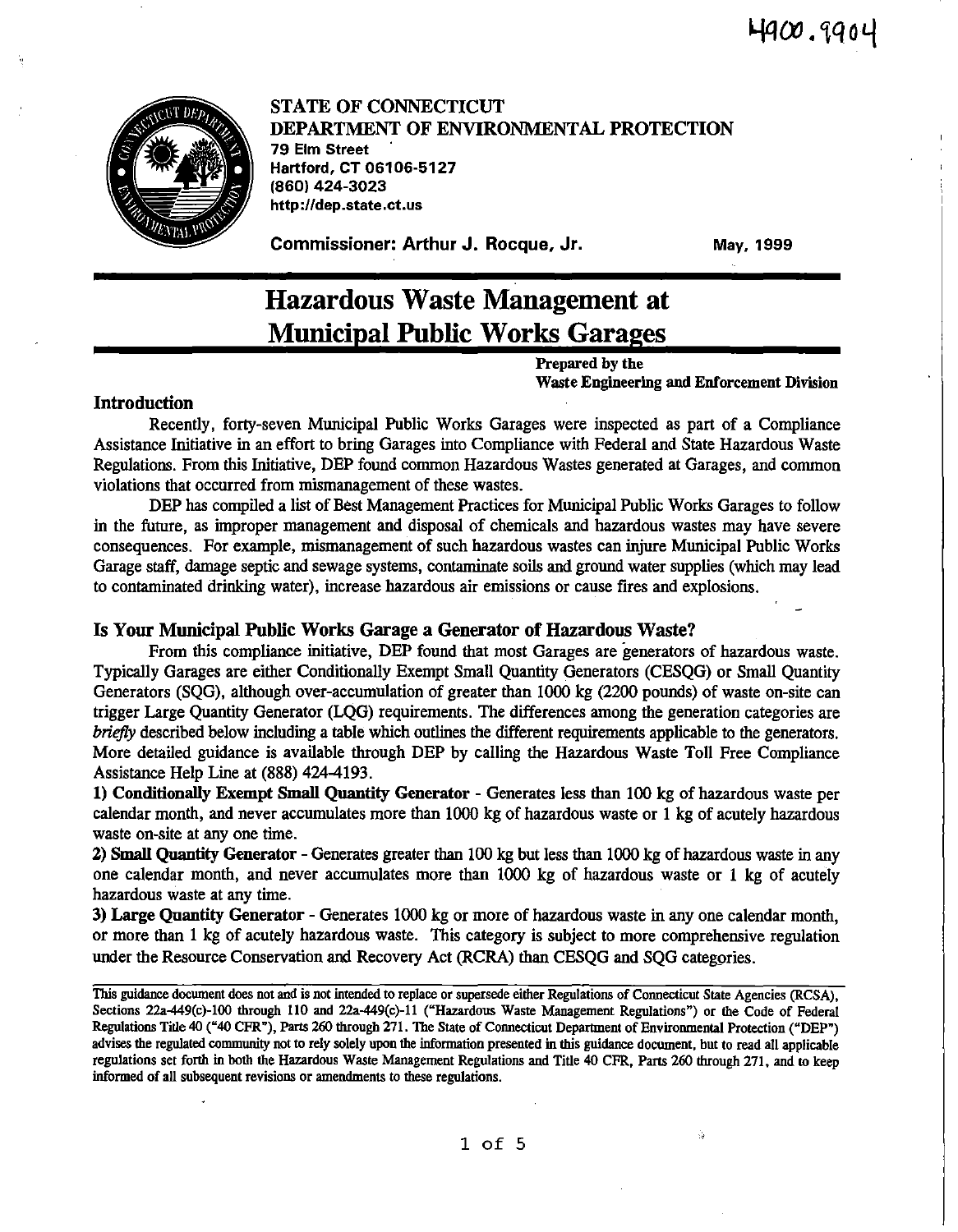4900.9904

STATE OF CONNECTICUT
DEPARTMENT OF ENVIRONMENTAL PROTECTION
79 Elm Street
Hartford, CT 06106-5127
(860) 424-3023
http://dep.state.ct.us

Commissioner: Arthur J. Rocque, Jr. May, 1999

# Hazardous Waste Management at Municipal Public Works Garages

**Prepared by the Waste Engineering and Enforcement Division**

## Introduction

Recently, forty-seven Municipal Public Works Garages were inspected as part of a Compliance Assistance Initiative in an effort to bring Garages into Compliance with Federal and State Hazardous Waste Regulations. From this Initiative, DEP found common Hazardous Wastes generated at Garages, and common violations that occurred from mismanagement of these wastes.

DEP has compiled a list of Best Management Practices for Municipal Public Works Garages to follow in the future, as improper management and disposal of chemicals and hazardous wastes may have severe consequences. For example, mismanagement of such hazardous wastes can injure Municipal Public Works Garage staff, damage septic and sewage systems, contaminate soils and ground water supplies (which may lead to contaminated drinking water), increase hazardous air emissions or cause fires and explosions.

## Is Your Municipal Public Works Garage a Generator of Hazardous Waste?

From this compliance initiative, DEP found that most Garages are generators of hazardous waste. Typically Garages are either Conditionally Exempt Small Quantity Generators (CESQG) or Small Quantity Generators (SQG), although over-accumulation of greater than 1000 kg (2200 pounds) of waste on-site can trigger Large Quantity Generator (LQG) requirements. The differences among the generation categories are *briefly* described below including a table which outlines the different requirements applicable to the generators. More detailed guidance is available through DEP by calling the Hazardous Waste Toll Free Compliance Assistance Help Line at (888) 424-4193.

**1) Conditionally Exempt Small Quantity Generator** - Generates less than 100 kg of hazardous waste per calendar month, and never accumulates more than 1000 kg of hazardous waste or 1 kg of acutely hazardous waste on-site at any one time.

**2) Small Quantity Generator** - Generates greater than 100 kg but less than 1000 kg of hazardous waste in any one calendar month, and never accumulates more than 1000 kg of hazardous waste or 1 kg of acutely hazardous waste at any time.

**3) Large Quantity Generator** - Generates 1000 kg or more of hazardous waste in any one calendar month, or more than 1 kg of acutely hazardous waste. This category is subject to more comprehensive regulation under the Resource Conservation and Recovery Act (RCRA) than CESQG and SQG categories.

---

This guidance document does not and is not intended to replace or supersede either Regulations of Connecticut State Agencies (RCSA), Sections 22a-449(c)-100 through 110 and 22a-449(c)-11 ("Hazardous Waste Management Regulations") or the Code of Federal Regulations Title 40 ("40 CFR"), Parts 260 through 271. The State of Connecticut Department of Environmental Protection ("DEP") advises the regulated community not to rely solely upon the information presented in this guidance document, but to read all applicable regulations set forth in both the Hazardous Waste Management Regulations and Title 40 CFR, Parts 260 through 271, and to keep informed of all subsequent revisions or amendments to these regulations.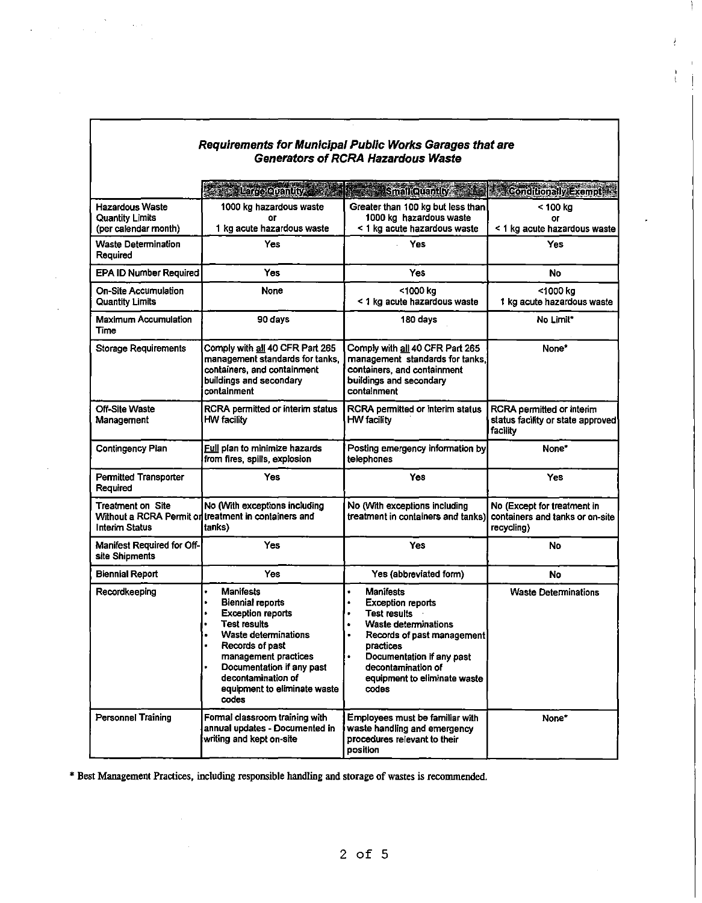### *Requirements for Municipal Public Works Garages that are Generators of RCRA Hazardous Waste*

| | Large Quantity | Small Quantity | Conditionally Exempt |
|---|---|---|---|
| Hazardous Waste Quantity Limits (per calendar month) | 1000 kg hazardous waste or 1 kg acute hazardous waste | Greater than 100 kg but less than 1000 kg hazardous waste < 1 kg acute hazardous waste | < 100 kg or < 1 kg acute hazardous waste |
| Waste Determination Required | Yes | Yes | Yes |
| EPA ID Number Required | Yes | Yes | No |
| On-Site Accumulation Quantity Limits | None | <1000 kg < 1 kg acute hazardous waste | <1000 kg 1 kg acute hazardous waste |
| Maximum Accumulation Time | 90 days | 180 days | No Limit* |
| Storage Requirements | Comply with <u>all</u> 40 CFR Part 265 management standards for tanks, containers, and containment buildings and secondary containment | Comply with <u>all</u> 40 CFR Part 265 management standards for tanks, containers, and containment buildings and secondary containment | None* |
| Off-Site Waste Management | RCRA permitted or interim status HW facility | RCRA permitted or interim status HW facility | RCRA permitted or interim status facility or state approved facility |
| Contingency Plan | <u>Full</u> plan to minimize hazards from fires, spills, explosion | Posting emergency information by telephones | None* |
| Permitted Transporter Required | Yes | Yes | Yes |
| Treatment on Site Without a RCRA Permit or Interim Status | No (With exceptions including treatment in containers and tanks) | No (With exceptions including treatment in containers and tanks) | No (Except for treatment in containers and tanks or on-site recycling) |
| Manifest Required for Off-site Shipments | Yes | Yes | No |
| Biennial Report | Yes | Yes (abbreviated form) | No |
| Recordkeeping | • Manifests<br>• Biennial reports<br>• Exception reports<br>• Test results<br>• Waste determinations<br>• Records of past management practices<br>• Documentation if any past decontamination of equipment to eliminate waste codes | • Manifests<br>• Exception reports<br>• Test results<br>• Waste determinations<br>• Records of past management practices<br>• Documentation if any past decontamination of equipment to eliminate waste codes | Waste Determinations |
| Personnel Training | Formal classroom training with annual updates - Documented in writing and kept on-site | Employees must be familiar with waste handling and emergency procedures relevant to their position | None* |

\* Best Management Practices, including responsible handling and storage of wastes is recommended.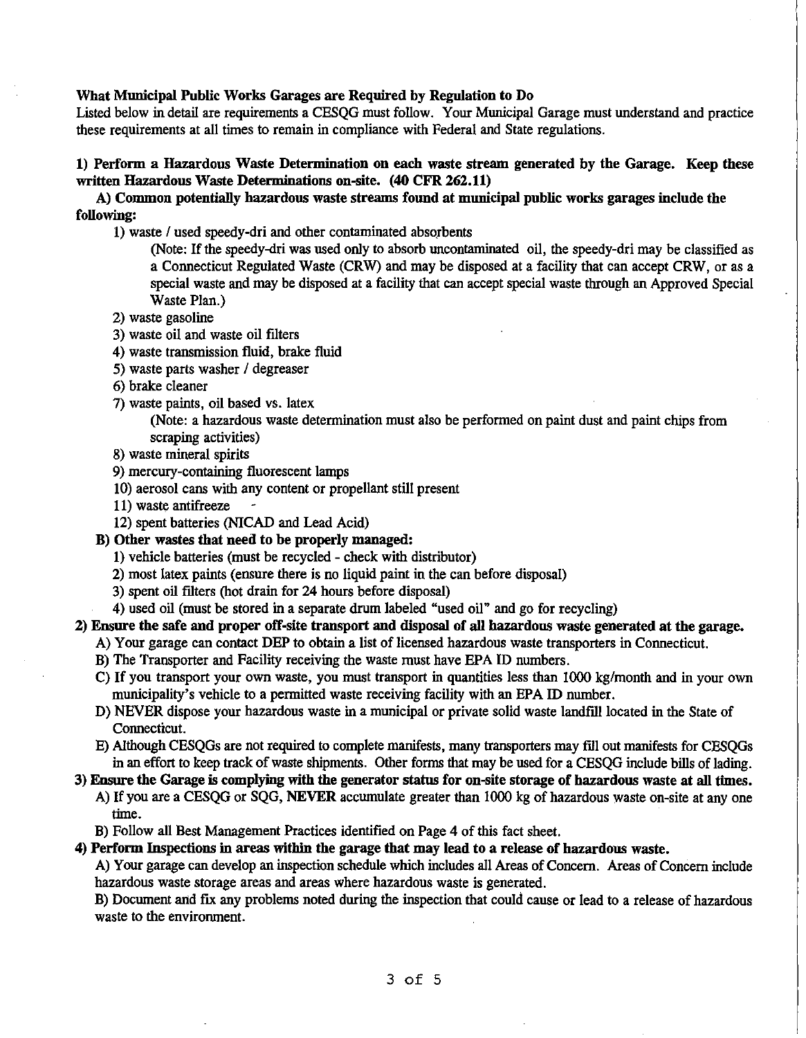**What Municipal Public Works Garages are Required by Regulation to Do**

Listed below in detail are requirements a CESQG must follow. Your Municipal Garage must understand and practice these requirements at all times to remain in compliance with Federal and State regulations.

**1) Perform a Hazardous Waste Determination on each waste stream generated by the Garage. Keep these written Hazardous Waste Determinations on-site. (40 CFR 262.11)**

**A) Common potentially hazardous waste streams found at municipal public works garages include the following:**

1) waste / used speedy-dri and other contaminated absorbents

(Note: If the speedy-dri was used only to absorb uncontaminated oil, the speedy-dri may be classified as a Connecticut Regulated Waste (CRW) and may be disposed at a facility that can accept CRW, or as a special waste and may be disposed at a facility that can accept special waste through an Approved Special Waste Plan.)

2) waste gasoline

3) waste oil and waste oil filters

4) waste transmission fluid, brake fluid

5) waste parts washer / degreaser

6) brake cleaner

7) waste paints, oil based vs. latex

(Note: a hazardous waste determination must also be performed on paint dust and paint chips from scraping activities)

8) waste mineral spirits

9) mercury-containing fluorescent lamps

10) aerosol cans with any content or propellant still present

11) waste antifreeze

12) spent batteries (NICAD and Lead Acid)

**B) Other wastes that need to be properly managed:**

1) vehicle batteries (must be recycled - check with distributor)

2) most latex paints (ensure there is no liquid paint in the can before disposal)

3) spent oil filters (hot drain for 24 hours before disposal)

4) used oil (must be stored in a separate drum labeled "used oil" and go for recycling)

**2) Ensure the safe and proper off-site transport and disposal of all hazardous waste generated at the garage.**

A) Your garage can contact DEP to obtain a list of licensed hazardous waste transporters in Connecticut.

B) The Transporter and Facility receiving the waste must have EPA ID numbers.

C) If you transport your own waste, you must transport in quantities less than 1000 kg/month and in your own municipality's vehicle to a permitted waste receiving facility with an EPA ID number.

D) NEVER dispose your hazardous waste in a municipal or private solid waste landfill located in the State of Connecticut.

E) Although CESQGs are not required to complete manifests, many transporters may fill out manifests for CESQGs in an effort to keep track of waste shipments. Other forms that may be used for a CESQG include bills of lading.

**3) Ensure the Garage is complying with the generator status for on-site storage of hazardous waste at all times.**

A) If you are a CESQG or SQG, **NEVER** accumulate greater than 1000 kg of hazardous waste on-site at any one time.

B) Follow all Best Management Practices identified on Page 4 of this fact sheet.

**4) Perform Inspections in areas within the garage that may lead to a release of hazardous waste.**

A) Your garage can develop an inspection schedule which includes all Areas of Concern. Areas of Concern include hazardous waste storage areas and areas where hazardous waste is generated.

B) Document and fix any problems noted during the inspection that could cause or lead to a release of hazardous waste to the environment.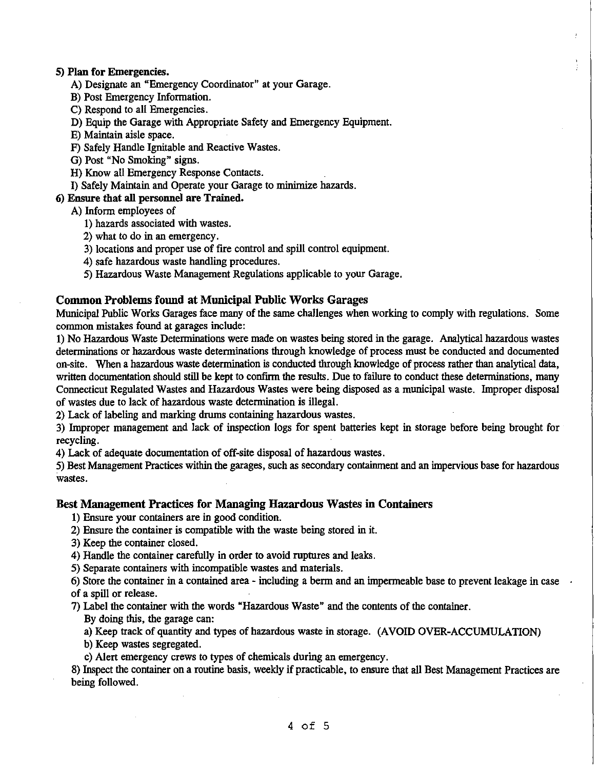**5) Plan for Emergencies.**

- A) Designate an "Emergency Coordinator" at your Garage.
- B) Post Emergency Information.
- C) Respond to all Emergencies.
- D) Equip the Garage with Appropriate Safety and Emergency Equipment.
- E) Maintain aisle space.
- F) Safely Handle Ignitable and Reactive Wastes.
- G) Post "No Smoking" signs.
- H) Know all Emergency Response Contacts.
- I) Safely Maintain and Operate your Garage to minimize hazards.

**6) Ensure that all personnel are Trained.**

- A) Inform employees of
  - 1) hazards associated with wastes.
  - 2) what to do in an emergency.
  - 3) locations and proper use of fire control and spill control equipment.
  - 4) safe hazardous waste handling procedures.
  - 5) Hazardous Waste Management Regulations applicable to your Garage.

## Common Problems found at Municipal Public Works Garages

Municipal Public Works Garages face many of the same challenges when working to comply with regulations. Some common mistakes found at garages include:

1) No Hazardous Waste Determinations were made on wastes being stored in the garage. Analytical hazardous wastes determinations or hazardous waste determinations through knowledge of process must be conducted and documented on-site. When a hazardous waste determination is conducted through knowledge of process rather than analytical data, written documentation should still be kept to confirm the results. Due to failure to conduct these determinations, many Connecticut Regulated Wastes and Hazardous Wastes were being disposed as a municipal waste. Improper disposal of wastes due to lack of hazardous waste determination is illegal.

2) Lack of labeling and marking drums containing hazardous wastes.

3) Improper management and lack of inspection logs for spent batteries kept in storage before being brought for recycling.

4) Lack of adequate documentation of off-site disposal of hazardous wastes.

5) Best Management Practices within the garages, such as secondary containment and an impervious base for hazardous wastes.

## Best Management Practices for Managing Hazardous Wastes in Containers

1) Ensure your containers are in good condition.

2) Ensure the container is compatible with the waste being stored in it.

3) Keep the container closed.

4) Handle the container carefully in order to avoid ruptures and leaks.

5) Separate containers with incompatible wastes and materials.

6) Store the container in a contained area - including a berm and an impermeable base to prevent leakage in case of a spill or release.

7) Label the container with the words "Hazardous Waste" and the contents of the container.
   By doing this, the garage can:
   - a) Keep track of quantity and types of hazardous waste in storage. (AVOID OVER-ACCUMULATION)
   - b) Keep wastes segregated.
   - c) Alert emergency crews to types of chemicals during an emergency.

8) Inspect the container on a routine basis, weekly if practicable, to ensure that all Best Management Practices are being followed.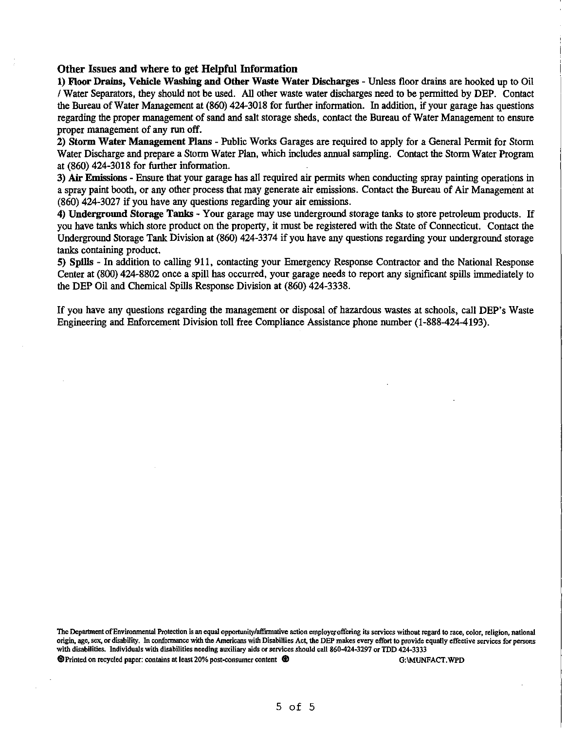## Other Issues and where to get Helpful Information

**1) Floor Drains, Vehicle Washing and Other Waste Water Discharges** - Unless floor drains are hooked up to Oil / Water Separators, they should not be used. All other waste water discharges need to be permitted by DEP. Contact the Bureau of Water Management at (860) 424-3018 for further information. In addition, if your garage has questions regarding the proper management of sand and salt storage sheds, contact the Bureau of Water Management to ensure proper management of any run off.

**2) Storm Water Management Plans** - Public Works Garages are required to apply for a General Permit for Storm Water Discharge and prepare a Storm Water Plan, which includes annual sampling. Contact the Storm Water Program at (860) 424-3018 for further information.

**3) Air Emissions** - Ensure that your garage has all required air permits when conducting spray painting operations in a spray paint booth, or any other process that may generate air emissions. Contact the Bureau of Air Management at (860) 424-3027 if you have any questions regarding your air emissions.

**4) Underground Storage Tanks** - Your garage may use underground storage tanks to store petroleum products. If you have tanks which store product on the property, it must be registered with the State of Connecticut. Contact the Underground Storage Tank Division at (860) 424-3374 if you have any questions regarding your underground storage tanks containing product.

**5) Spills** - In addition to calling 911, contacting your Emergency Response Contractor and the National Response Center at (800) 424-8802 once a spill has occurred, your garage needs to report any significant spills immediately to the DEP Oil and Chemical Spills Response Division at (860) 424-3338.

If you have any questions regarding the management or disposal of hazardous wastes at schools, call DEP's Waste Engineering and Enforcement Division toll free Compliance Assistance phone number (1-888-424-4193).

The Department of Environmental Protection is an equal opportunity/affirmative action employer offering its services without regard to race, color, religion, national origin, age, sex, or disability. In conformance with the Americans with Disabilities Act, the DEP makes every effort to provide equally effective services for persons with disabilities. Individuals with disabilities needing auxiliary aids or services should call 860-424-3297 or TDD 424-3333

Printed on recycled paper: contains at least 20% post-consumer content

G:\MUNFACT.WPD